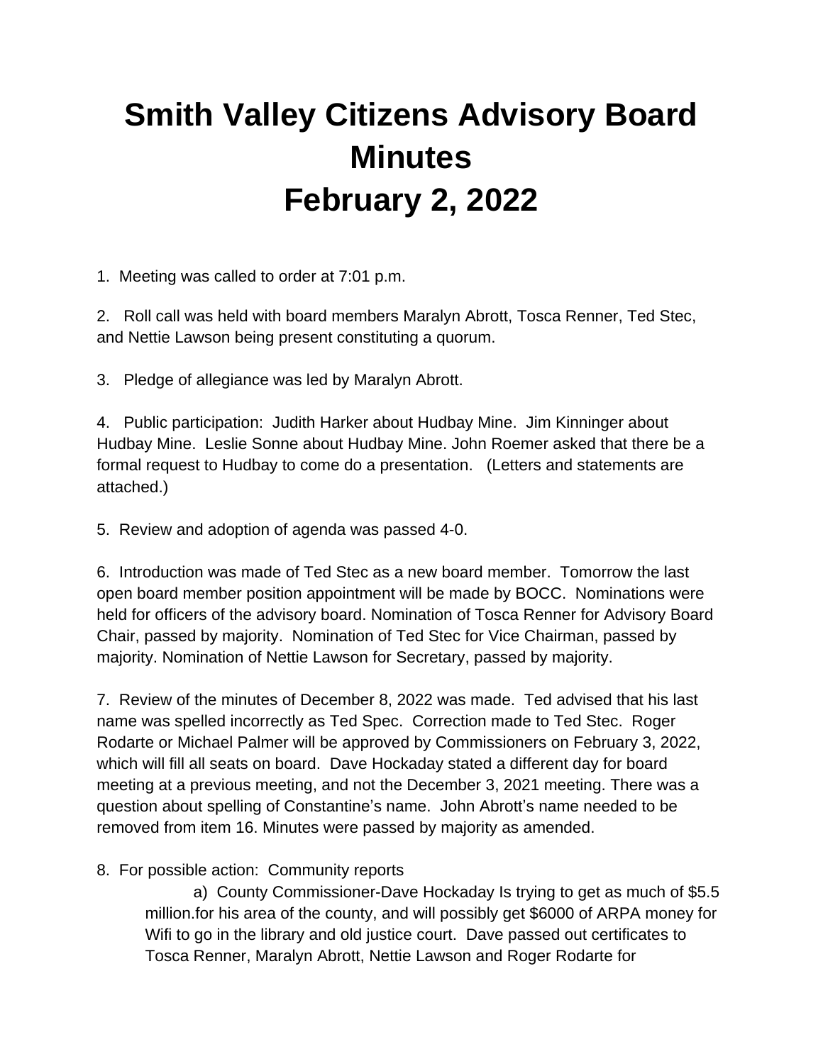# Smith Valley Citizens Advisory Board Minutes February 2, 2022

1. Meeting was called to order at 7:01 p.m.

2. Roll call was held with board members Maralyn Abrott, Tosca Renner, Ted Stec, and Nettie Lawson being present constituting a quorum.

3. Pledge of allegiance was led by Maralyn Abrott.

4. Public participation: Judith Harker about Hudbay Mine. Jim Kinninger about Hudbay Mine. Leslie Sonne about Hudbay Mine. John Roemer asked that there be a formal request to Hudbay to come do a presentation. (Letters and statements are attached.)

5. Review and adoption of agenda was passed 4-0.

6. Introduction was made of Ted Stec as a new board member. Tomorrow the last open board member position appointment will be made by BOCC. Nominations were held for officers of the advisory board. Nomination of Tosca Renner for Advisory Board Chair, passed by majority. Nomination of Ted Stec for Vice Chairman, passed by majority. Nomination of Nettie Lawson for Secretary, passed by majority.

7. Review of the minutes of December 8, 2022 was made. Ted advised that his last name was spelled incorrectly as Ted Spec. Correction made to Ted Stec. Roger Rodarte or Michael Palmer will be approved by Commissioners on February 3, 2022, which will fill all seats on board. Dave Hockaday stated a different day for board meeting at a previous meeting, and not the December 3, 2021 meeting. There was a question about spelling of Constantine's name. John Abrott's name needed to be removed from item 16. Minutes were passed by majority as amended.

8. For possible action: Community reports

   a) County Commissioner-Dave Hockaday Is trying to get as much of $5.5 million.for his area of the county, and will possibly get $6000 of ARPA money for Wifi to go in the library and old justice court. Dave passed out certificates to Tosca Renner, Maralyn Abrott, Nettie Lawson and Roger Rodarte for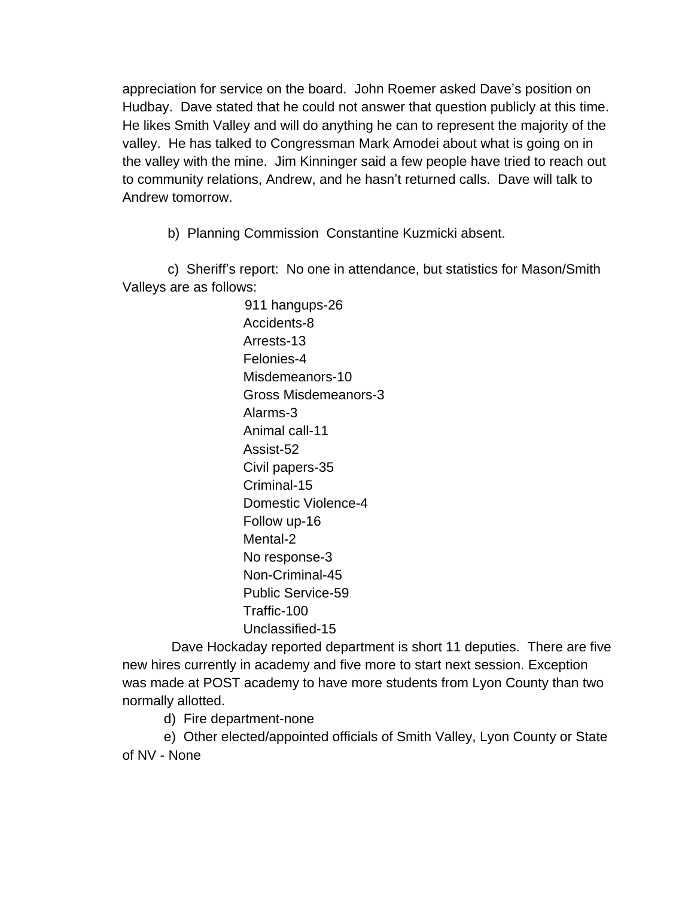appreciation for service on the board. John Roemer asked Dave's position on Hudbay. Dave stated that he could not answer that question publicly at this time. He likes Smith Valley and will do anything he can to represent the majority of the valley. He has talked to Congressman Mark Amodei about what is going on in the valley with the mine. Jim Kinninger said a few people have tried to reach out to community relations, Andrew, and he hasn't returned calls. Dave will talk to Andrew tomorrow.

b) Planning Commission Constantine Kuzmicki absent.

c) Sheriff's report: No one in attendance, but statistics for Mason/Smith Valleys are as follows:

911 hangups-26
Accidents-8
Arrests-13
Felonies-4
Misdemeanors-10
Gross Misdemeanors-3
Alarms-3
Animal call-11
Assist-52
Civil papers-35
Criminal-15
Domestic Violence-4
Follow up-16
Mental-2
No response-3
Non-Criminal-45
Public Service-59
Traffic-100
Unclassified-15

Dave Hockaday reported department is short 11 deputies. There are five new hires currently in academy and five more to start next session. Exception was made at POST academy to have more students from Lyon County than two normally allotted.

d) Fire department-none

e) Other elected/appointed officials of Smith Valley, Lyon County or State of NV - None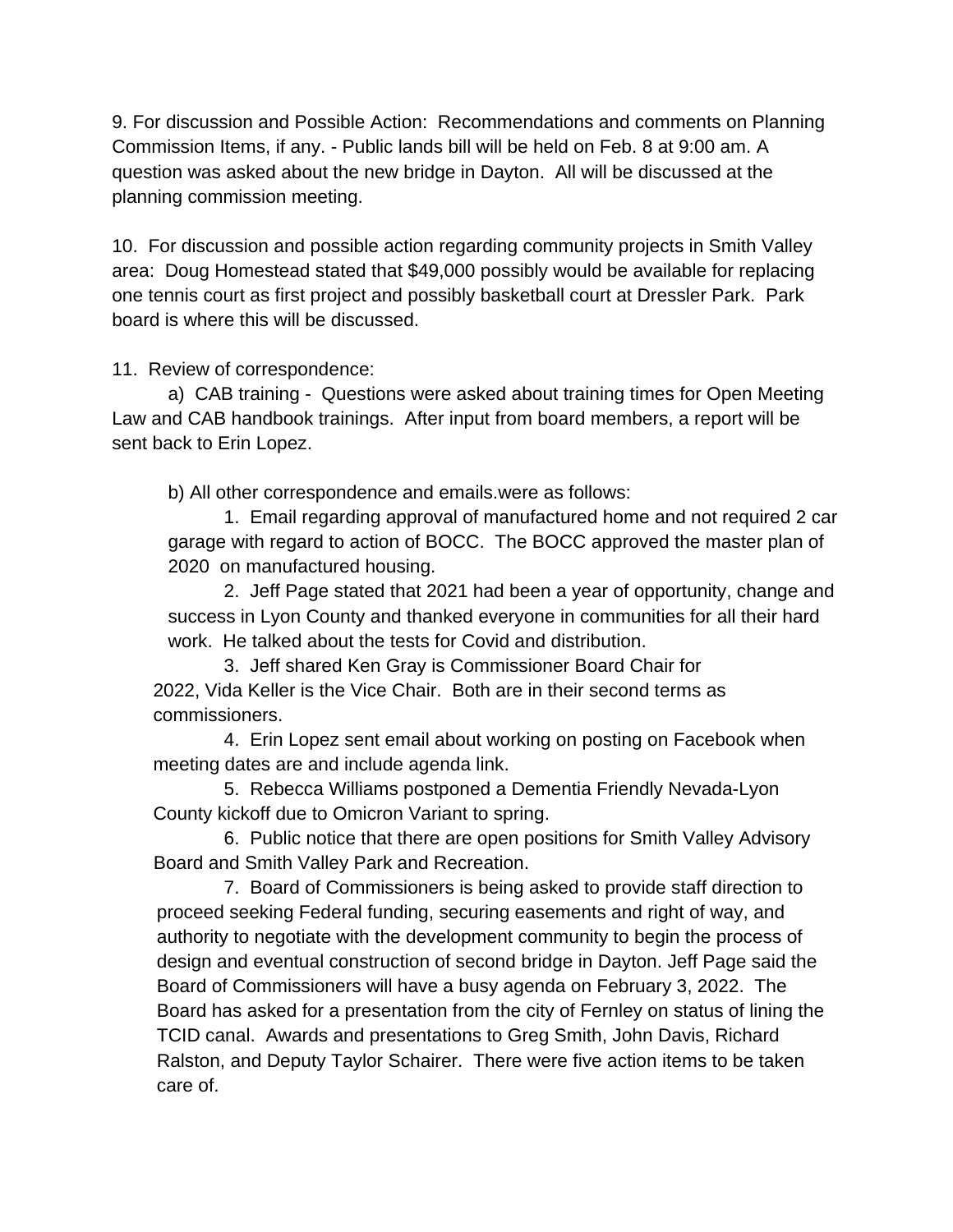9. For discussion and Possible Action: Recommendations and comments on Planning Commission Items, if any. - Public lands bill will be held on Feb. 8 at 9:00 am. A question was asked about the new bridge in Dayton. All will be discussed at the planning commission meeting.

10. For discussion and possible action regarding community projects in Smith Valley area: Doug Homestead stated that $49,000 possibly would be available for replacing one tennis court as first project and possibly basketball court at Dressler Park. Park board is where this will be discussed.

11. Review of correspondence:

a) CAB training - Questions were asked about training times for Open Meeting Law and CAB handbook trainings. After input from board members, a report will be sent back to Erin Lopez.

b) All other correspondence and emails.were as follows:

1. Email regarding approval of manufactured home and not required 2 car garage with regard to action of BOCC. The BOCC approved the master plan of 2020 on manufactured housing.

2. Jeff Page stated that 2021 had been a year of opportunity, change and success in Lyon County and thanked everyone in communities for all their hard work. He talked about the tests for Covid and distribution.

3. Jeff shared Ken Gray is Commissioner Board Chair for 2022, Vida Keller is the Vice Chair. Both are in their second terms as commissioners.

4. Erin Lopez sent email about working on posting on Facebook when meeting dates are and include agenda link.

5. Rebecca Williams postponed a Dementia Friendly Nevada-Lyon County kickoff due to Omicron Variant to spring.

6. Public notice that there are open positions for Smith Valley Advisory Board and Smith Valley Park and Recreation.

7. Board of Commissioners is being asked to provide staff direction to proceed seeking Federal funding, securing easements and right of way, and authority to negotiate with the development community to begin the process of design and eventual construction of second bridge in Dayton. Jeff Page said the Board of Commissioners will have a busy agenda on February 3, 2022. The Board has asked for a presentation from the city of Fernley on status of lining the TCID canal. Awards and presentations to Greg Smith, John Davis, Richard Ralston, and Deputy Taylor Schairer. There were five action items to be taken care of.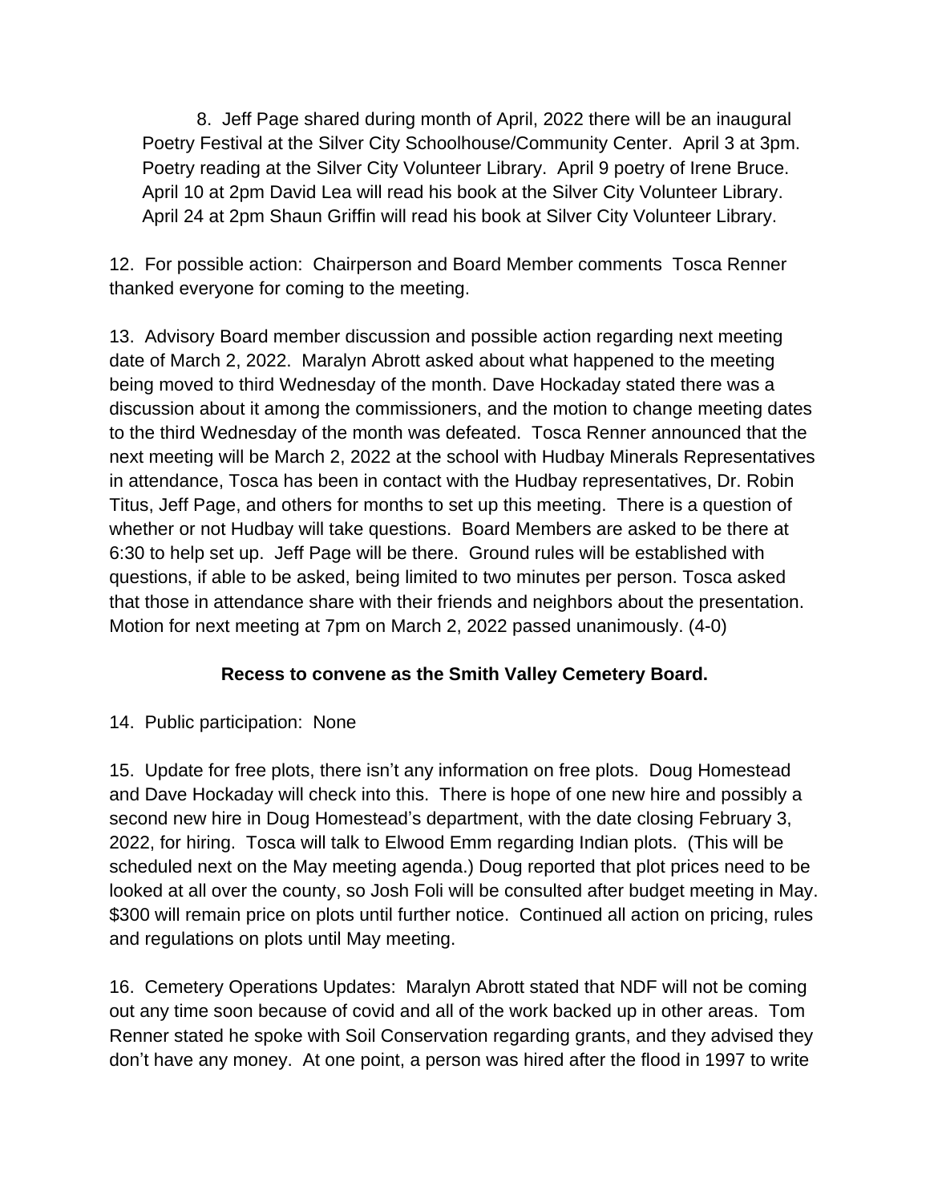8. Jeff Page shared during month of April, 2022 there will be an inaugural Poetry Festival at the Silver City Schoolhouse/Community Center. April 3 at 3pm. Poetry reading at the Silver City Volunteer Library. April 9 poetry of Irene Bruce. April 10 at 2pm David Lea will read his book at the Silver City Volunteer Library. April 24 at 2pm Shaun Griffin will read his book at Silver City Volunteer Library.

12. For possible action: Chairperson and Board Member comments Tosca Renner thanked everyone for coming to the meeting.

13. Advisory Board member discussion and possible action regarding next meeting date of March 2, 2022. Maralyn Abrott asked about what happened to the meeting being moved to third Wednesday of the month. Dave Hockaday stated there was a discussion about it among the commissioners, and the motion to change meeting dates to the third Wednesday of the month was defeated. Tosca Renner announced that the next meeting will be March 2, 2022 at the school with Hudbay Minerals Representatives in attendance, Tosca has been in contact with the Hudbay representatives, Dr. Robin Titus, Jeff Page, and others for months to set up this meeting. There is a question of whether or not Hudbay will take questions. Board Members are asked to be there at 6:30 to help set up. Jeff Page will be there. Ground rules will be established with questions, if able to be asked, being limited to two minutes per person. Tosca asked that those in attendance share with their friends and neighbors about the presentation. Motion for next meeting at 7pm on March 2, 2022 passed unanimously. (4-0)

**Recess to convene as the Smith Valley Cemetery Board.**

14. Public participation: None

15. Update for free plots, there isn't any information on free plots. Doug Homestead and Dave Hockaday will check into this. There is hope of one new hire and possibly a second new hire in Doug Homestead's department, with the date closing February 3, 2022, for hiring. Tosca will talk to Elwood Emm regarding Indian plots. (This will be scheduled next on the May meeting agenda.) Doug reported that plot prices need to be looked at all over the county, so Josh Foli will be consulted after budget meeting in May. $300 will remain price on plots until further notice. Continued all action on pricing, rules and regulations on plots until May meeting.

16. Cemetery Operations Updates: Maralyn Abrott stated that NDF will not be coming out any time soon because of covid and all of the work backed up in other areas. Tom Renner stated he spoke with Soil Conservation regarding grants, and they advised they don't have any money. At one point, a person was hired after the flood in 1997 to write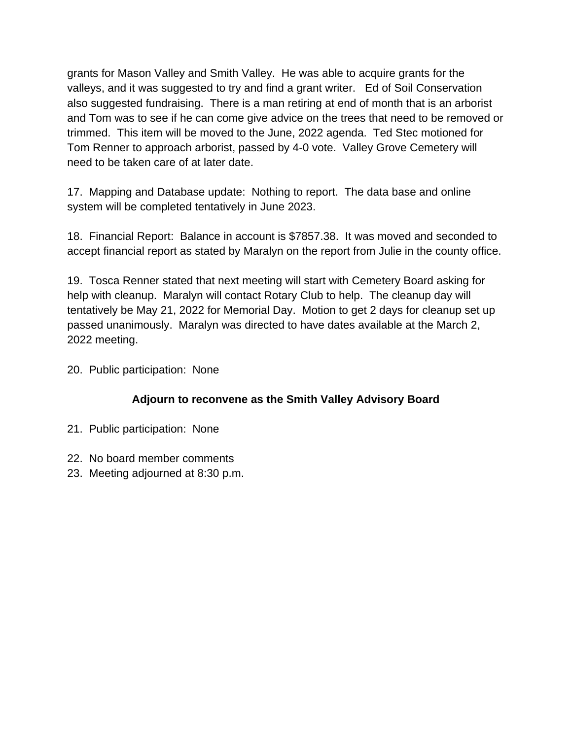grants for Mason Valley and Smith Valley. He was able to acquire grants for the valleys, and it was suggested to try and find a grant writer. Ed of Soil Conservation also suggested fundraising. There is a man retiring at end of month that is an arborist and Tom was to see if he can come give advice on the trees that need to be removed or trimmed. This item will be moved to the June, 2022 agenda. Ted Stec motioned for Tom Renner to approach arborist, passed by 4-0 vote. Valley Grove Cemetery will need to be taken care of at later date.

17. Mapping and Database update: Nothing to report. The data base and online system will be completed tentatively in June 2023.

18. Financial Report: Balance in account is $7857.38. It was moved and seconded to accept financial report as stated by Maralyn on the report from Julie in the county office.

19. Tosca Renner stated that next meeting will start with Cemetery Board asking for help with cleanup. Maralyn will contact Rotary Club to help. The cleanup day will tentatively be May 21, 2022 for Memorial Day. Motion to get 2 days for cleanup set up passed unanimously. Maralyn was directed to have dates available at the March 2, 2022 meeting.

20. Public participation: None

**Adjourn to reconvene as the Smith Valley Advisory Board**

21. Public participation: None

22. No board member comments
23. Meeting adjourned at 8:30 p.m.